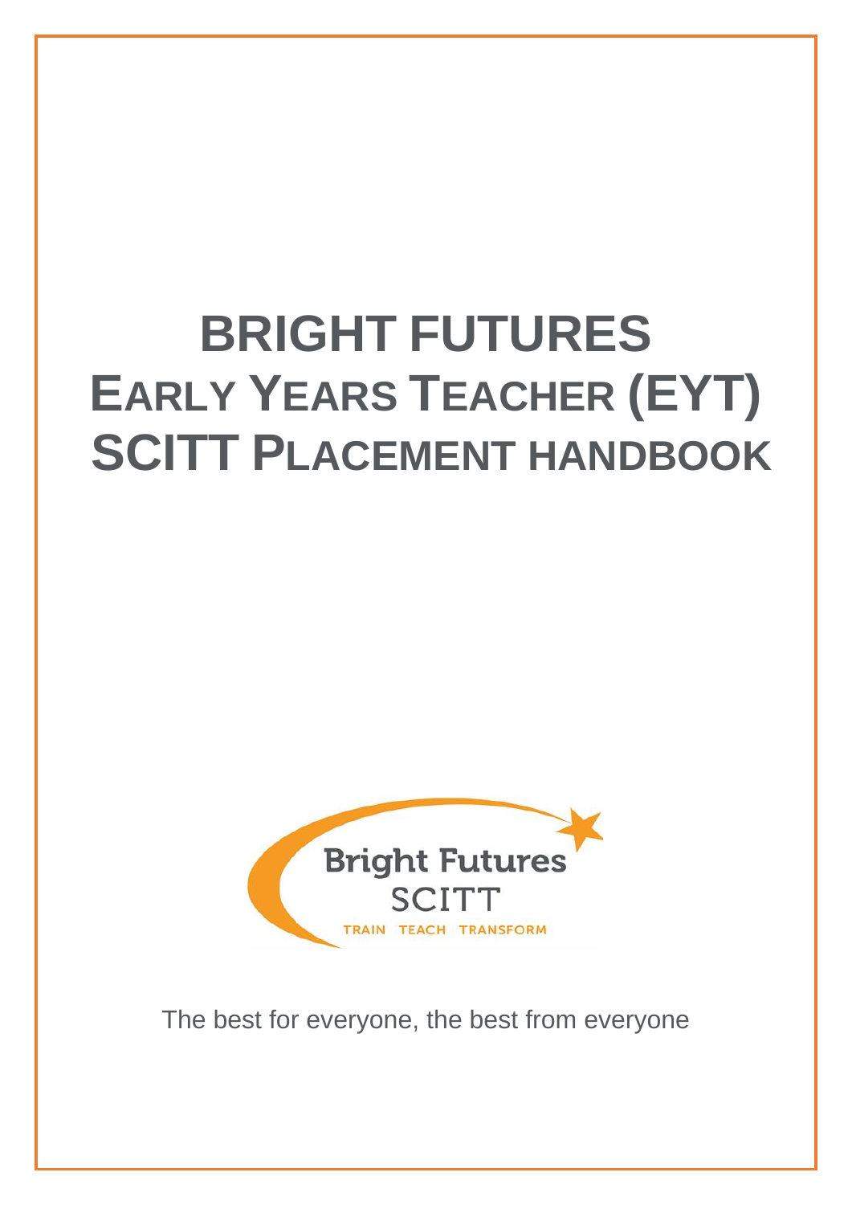# BRIGHT FUTURES
# EARLY YEARS TEACHER (EYT) SCITT PLACEMENT HANDBOOK

Bright Futures SCITT

TRAIN TEACH TRANSFORM

The best for everyone, the best from everyone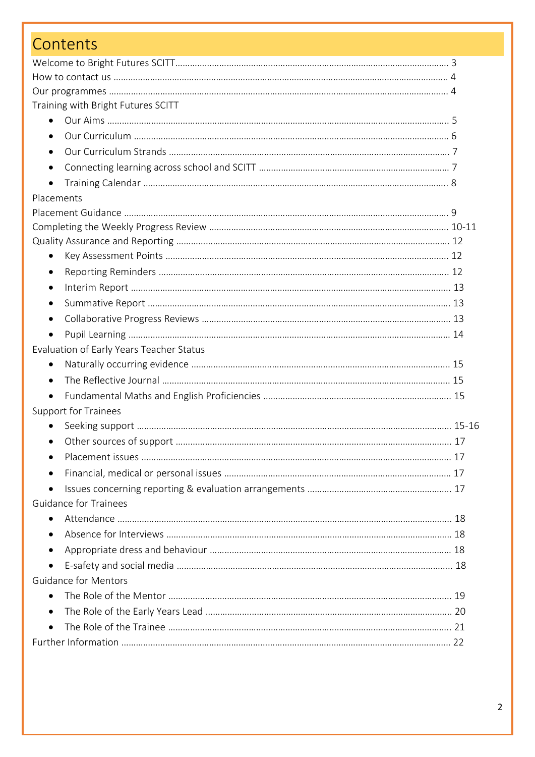# Contents

Welcome to Bright Futures SCITT ... 3
How to contact us ... 4
Our programmes ... 4
Training with Bright Futures SCITT

- Our Aims ... 5
- Our Curriculum ... 6
- Our Curriculum Strands ... 7
- Connecting learning across school and SCITT ... 7
- Training Calendar ... 8

Placements
Placement Guidance ... 9
Completing the Weekly Progress Review ... 10-11
Quality Assurance and Reporting ... 12

- Key Assessment Points ... 12
- Reporting Reminders ... 12
- Interim Report ... 13
- Summative Report ... 13
- Collaborative Progress Reviews ... 13
- Pupil Learning ... 14

Evaluation of Early Years Teacher Status

- Naturally occurring evidence ... 15
- The Reflective Journal ... 15
- Fundamental Maths and English Proficiencies ... 15

Support for Trainees

- Seeking support ... 15-16
- Other sources of support ... 17
- Placement issues ... 17
- Financial, medical or personal issues ... 17
- Issues concerning reporting & evaluation arrangements ... 17

Guidance for Trainees

- Attendance ... 18
- Absence for Interviews ... 18
- Appropriate dress and behaviour ... 18
- E-safety and social media ... 18

Guidance for Mentors

- The Role of the Mentor ... 19
- The Role of the Early Years Lead ... 20
- The Role of the Trainee ... 21

Further Information ... 22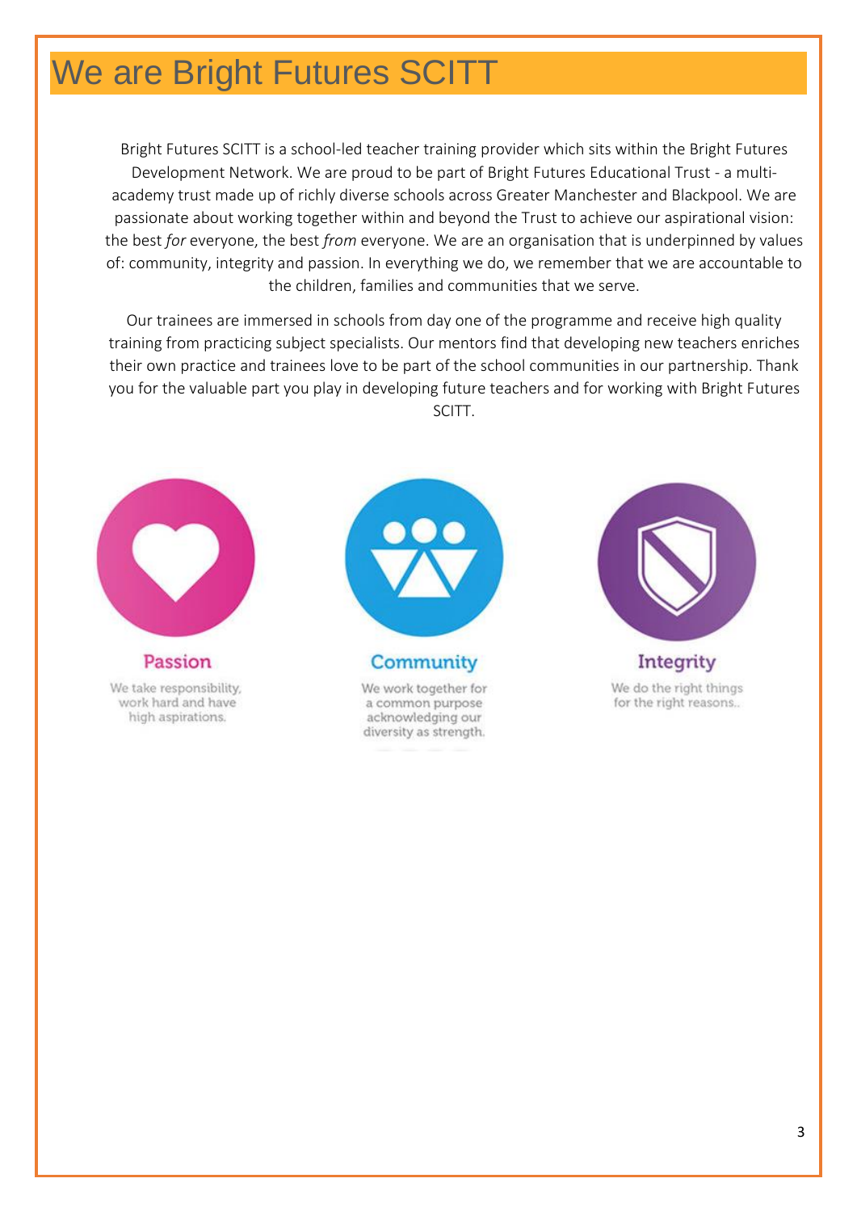# We are Bright Futures SCITT

Bright Futures SCITT is a school-led teacher training provider which sits within the Bright Futures Development Network. We are proud to be part of Bright Futures Educational Trust - a multi-academy trust made up of richly diverse schools across Greater Manchester and Blackpool. We are passionate about working together within and beyond the Trust to achieve our aspirational vision: the best *for* everyone, the best *from* everyone. We are an organisation that is underpinned by values of: community, integrity and passion. In everything we do, we remember that we are accountable to the children, families and communities that we serve.

Our trainees are immersed in schools from day one of the programme and receive high quality training from practicing subject specialists. Our mentors find that developing new teachers enriches their own practice and trainees love to be part of the school communities in our partnership. Thank you for the valuable part you play in developing future teachers and for working with Bright Futures SCITT.

**Passion**

We take responsibility, work hard and have high aspirations.

**Community**

We work together for a common purpose acknowledging our diversity as strength.

**Integrity**

We do the right things for the right reasons..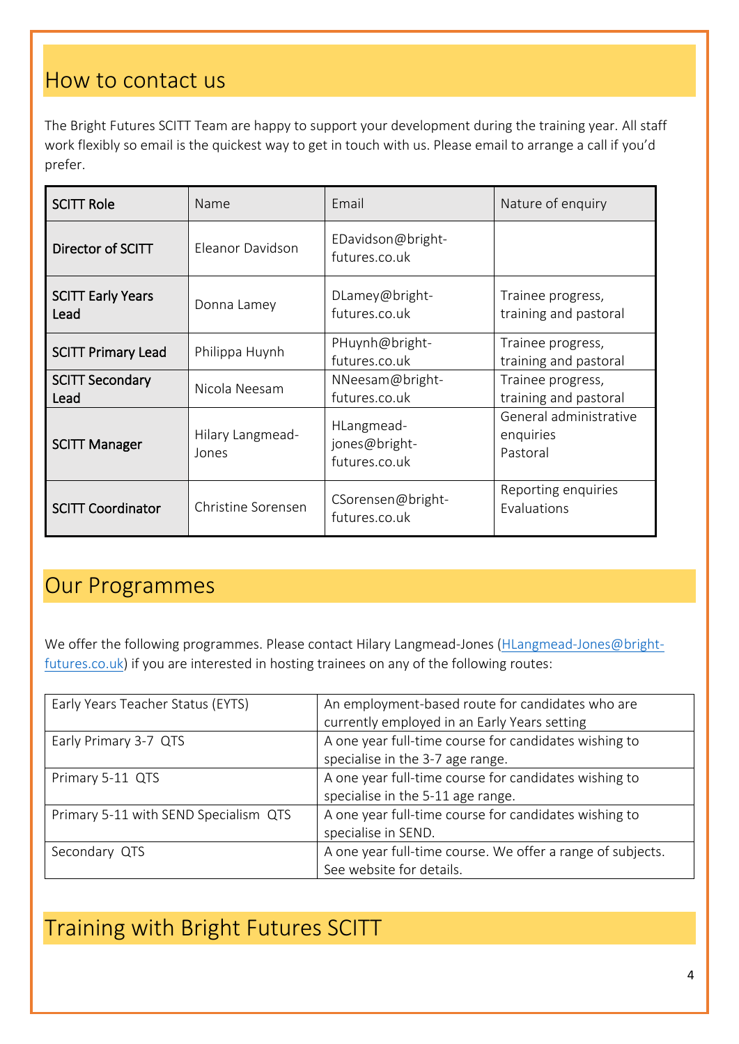## How to contact us

The Bright Futures SCITT Team are happy to support your development during the training year. All staff work flexibly so email is the quickest way to get in touch with us. Please email to arrange a call if you'd prefer.

| SCITT Role | Name | Email | Nature of enquiry |
|---|---|---|---|
| Director of SCITT | Eleanor Davidson | EDavidson@bright-futures.co.uk | |
| SCITT Early Years Lead | Donna Lamey | DLamey@bright-futures.co.uk | Trainee progress, training and pastoral |
| SCITT Primary Lead | Philippa Huynh | PHuynh@bright-futures.co.uk | Trainee progress, training and pastoral |
| SCITT Secondary Lead | Nicola Neesam | NNeesam@bright-futures.co.uk | Trainee progress, training and pastoral |
| SCITT Manager | Hilary Langmead-Jones | HLangmead-jones@bright-futures.co.uk | General administrative enquiries<br>Pastoral |
| SCITT Coordinator | Christine Sorensen | CSorensen@bright-futures.co.uk | Reporting enquiries<br>Evaluations |

## Our Programmes

We offer the following programmes. Please contact Hilary Langmead-Jones (HLangmead-Jones@bright-futures.co.uk) if you are interested in hosting trainees on any of the following routes:

| Programme | Description |
|---|---|
| Early Years Teacher Status (EYTS) | An employment-based route for candidates who are currently employed in an Early Years setting |
| Early Primary 3-7 QTS | A one year full-time course for candidates wishing to specialise in the 3-7 age range. |
| Primary 5-11 QTS | A one year full-time course for candidates wishing to specialise in the 5-11 age range. |
| Primary 5-11 with SEND Specialism QTS | A one year full-time course for candidates wishing to specialise in SEND. |
| Secondary QTS | A one year full-time course. We offer a range of subjects. See website for details. |

## Training with Bright Futures SCITT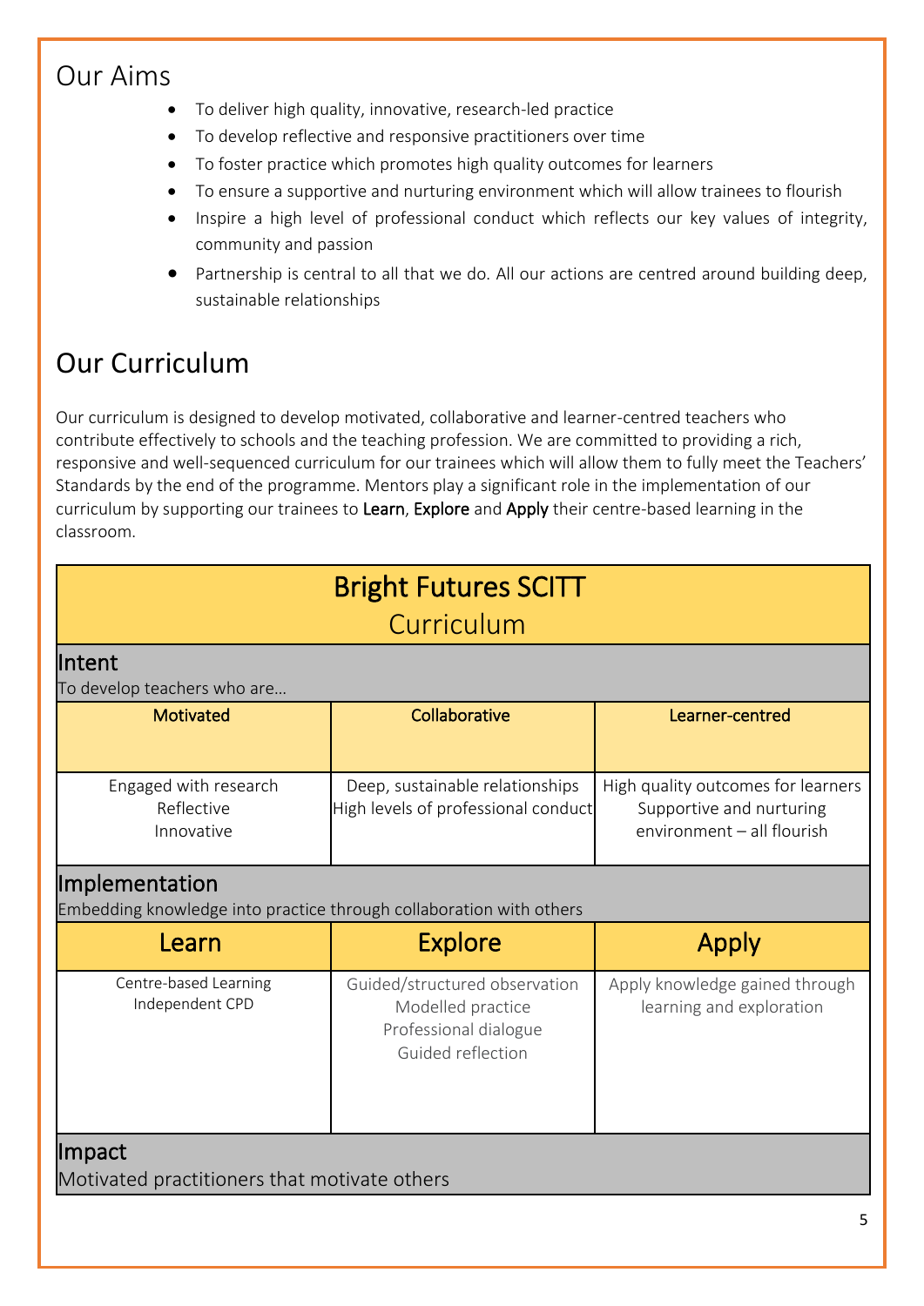## Our Aims

- To deliver high quality, innovative, research-led practice
- To develop reflective and responsive practitioners over time
- To foster practice which promotes high quality outcomes for learners
- To ensure a supportive and nurturing environment which will allow trainees to flourish
- Inspire a high level of professional conduct which reflects our key values of integrity, community and passion
- Partnership is central to all that we do. All our actions are centred around building deep, sustainable relationships

## Our Curriculum

Our curriculum is designed to develop motivated, collaborative and learner-centred teachers who contribute effectively to schools and the teaching profession. We are committed to providing a rich, responsive and well-sequenced curriculum for our trainees which will allow them to fully meet the Teachers' Standards by the end of the programme. Mentors play a significant role in the implementation of our curriculum by supporting our trainees to Learn, Explore and Apply their centre-based learning in the classroom.

| Bright Futures SCITT Curriculum | | |
|---|---|---|
| **Intent**<br>To develop teachers who are… | | |
| Motivated | Collaborative | Learner-centred |
| Engaged with research<br>Reflective<br>Innovative | Deep, sustainable relationships<br>High levels of professional conduct | High quality outcomes for learners<br>Supportive and nurturing environment – all flourish |
| **Implementation**<br>Embedding knowledge into practice through collaboration with others | | |
| Learn | Explore | Apply |
| Centre-based Learning<br>Independent CPD | Guided/structured observation<br>Modelled practice<br>Professional dialogue<br>Guided reflection | Apply knowledge gained through learning and exploration |
| **Impact**<br>Motivated practitioners that motivate others | | |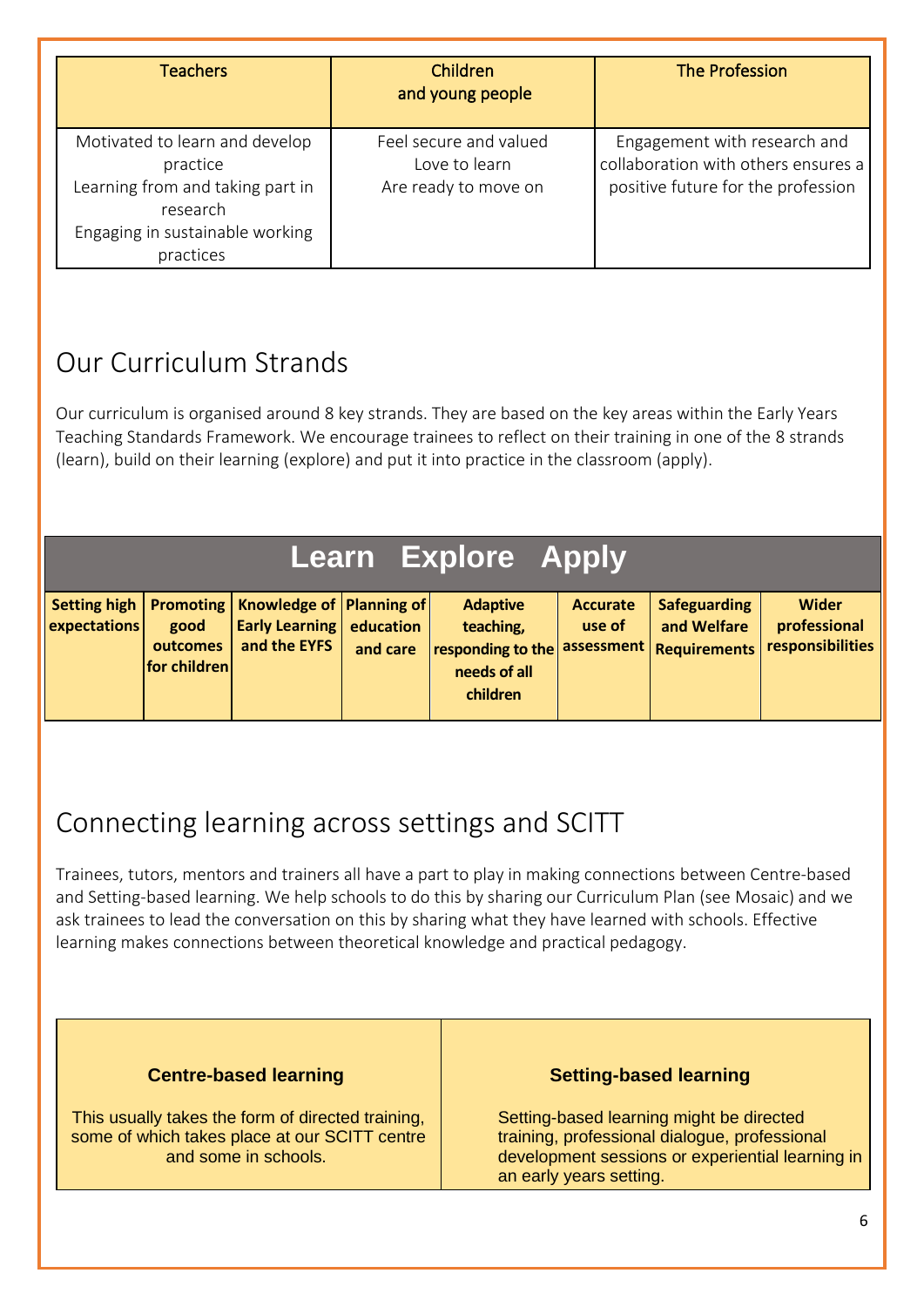| Teachers | Children and young people | The Profession |
|---|---|---|
| Motivated to learn and develop practice<br>Learning from and taking part in research<br>Engaging in sustainable working practices | Feel secure and valued<br>Love to learn<br>Are ready to move on | Engagement with research and collaboration with others ensures a positive future for the profession |

## Our Curriculum Strands

Our curriculum is organised around 8 key strands. They are based on the key areas within the Early Years Teaching Standards Framework. We encourage trainees to reflect on their training in one of the 8 strands (learn), build on their learning (explore) and put it into practice in the classroom (apply).

| Learn Explore Apply | | | | | | | |
|---|---|---|---|---|---|---|---|
| **Setting high expectations** | **Promoting good outcomes for children** | **Knowledge of Early Learning and the EYFS** | **Planning of education and care** | **Adaptive teaching, responding to the needs of all children** | **Accurate use of assessment** | **Safeguarding and Welfare Requirements** | **Wider professional responsibilities** |

## Connecting learning across settings and SCITT

Trainees, tutors, mentors and trainers all have a part to play in making connections between Centre-based and Setting-based learning. We help schools to do this by sharing our Curriculum Plan (see Mosaic) and we ask trainees to lead the conversation on this by sharing what they have learned with schools. Effective learning makes connections between theoretical knowledge and practical pedagogy.

| Centre-based learning | Setting-based learning |
|---|---|
| This usually takes the form of directed training, some of which takes place at our SCITT centre and some in schools. | Setting-based learning might be directed training, professional dialogue, professional development sessions or experiential learning in an early years setting. |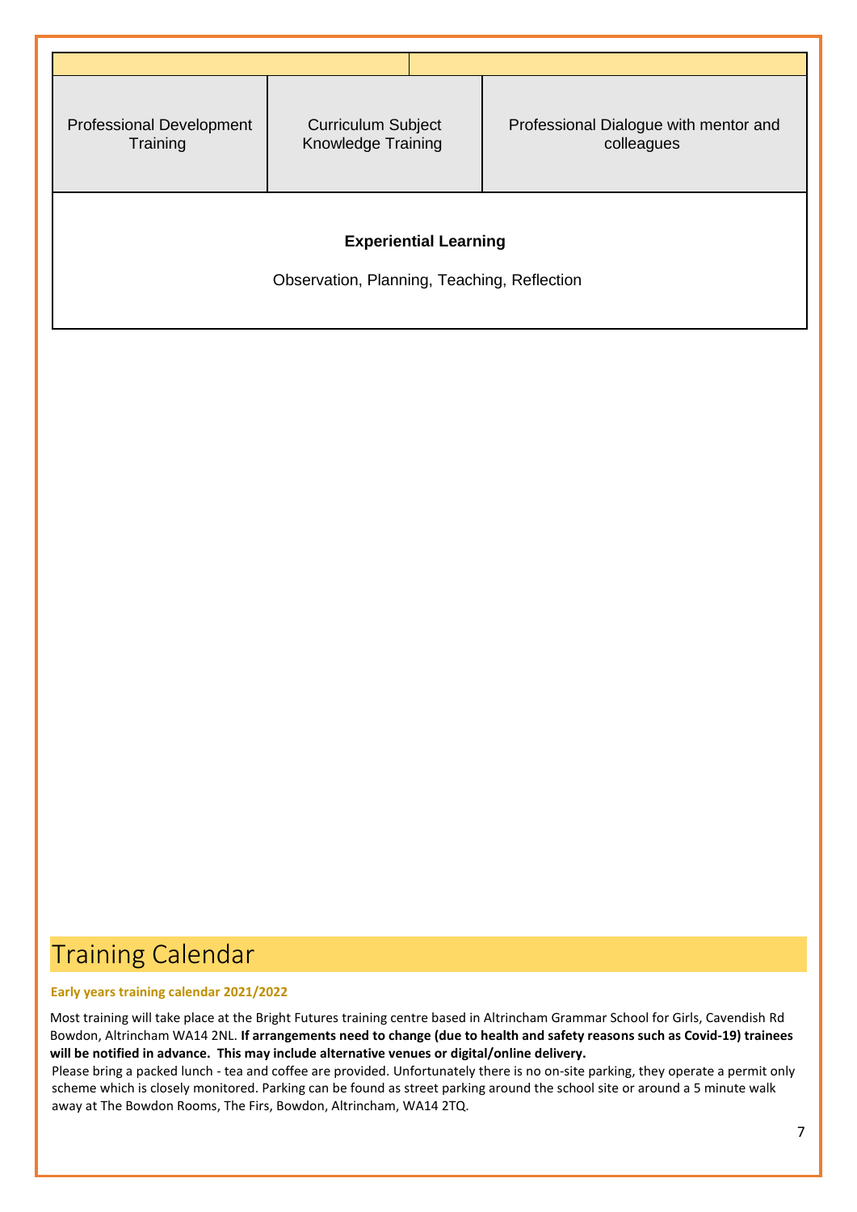| | | |
|---|---|---|
| Professional Development Training | Curriculum Subject Knowledge Training | Professional Dialogue with mentor and colleagues |
| **Experiential Learning**<br>Observation, Planning, Teaching, Reflection | | |

# Training Calendar

**Early years training calendar 2021/2022**

Most training will take place at the Bright Futures training centre based in Altrincham Grammar School for Girls, Cavendish Rd Bowdon, Altrincham WA14 2NL. **If arrangements need to change (due to health and safety reasons such as Covid-19) trainees will be notified in advance. This may include alternative venues or digital/online delivery.**

Please bring a packed lunch - tea and coffee are provided. Unfortunately there is no on-site parking, they operate a permit only scheme which is closely monitored. Parking can be found as street parking around the school site or around a 5 minute walk away at The Bowdon Rooms, The Firs, Bowdon, Altrincham, WA14 2TQ.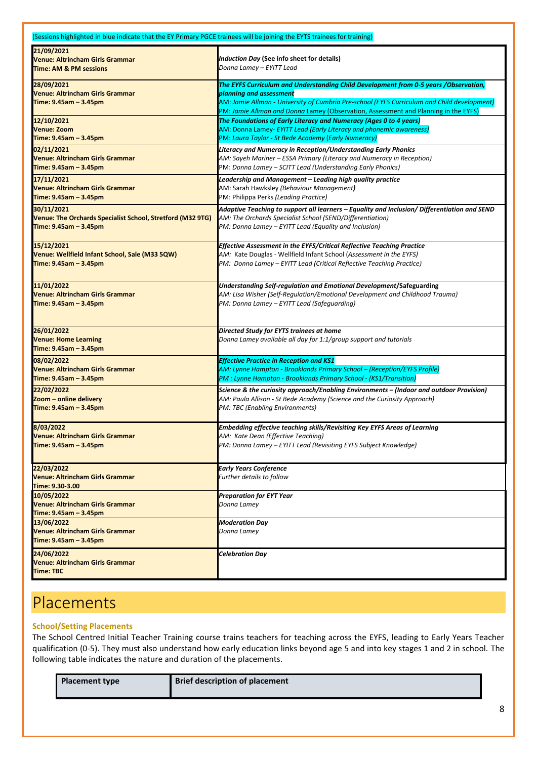(Sessions highlighted in blue indicate that the EY Primary PGCE trainees will be joining the EYTS trainees for training)

| | |
|---|---|
| **21/09/2021**<br>**Venue: Altrincham Girls Grammar**<br>**Time: AM & PM sessions** | ***Induction Day*** **(See info sheet for details)**<br>*Donna Lamey – EYITT Lead* |
| **28/09/2021**<br>**Venue: Altrincham Girls Grammar**<br>**Time: 9.45am – 3.45pm** | ***The EYFS Curriculum and Understanding Child Development from 0-5 years /Observation, planning and assessment***<br>AM: *Jamie Allman - University of Cumbria Pre-school (EYFS Curriculum and Child development)*<br>PM: *Jamie Allman and Donna* Lamey (Observation, Assessment and Planning in the EYFS) |
| **12/10/2021**<br>**Venue: Zoom**<br>**Time: 9.45am – 3.45pm** | ***The Foundations of Early Literacy and Numeracy (Ages 0 to 4 years)***<br>AM: Donna Lamey- *EYITT Lead (Early Literacy and phonemic awareness)*<br>PM: *Laura Taylor - St Bede Academy (Early Numeracy)* |
| **02/11/2021**<br>**Venue: Altrincham Girls Grammar**<br>**Time: 9.45am – 3.45pm** | ***Literacy and Numeracy in Reception/Understanding Early Phonics***<br>*AM: Sayeh Mariner – ESSA Primary (Literacy and Numeracy in Reception)*<br>*PM: Donna Lamey – SCITT Lead (Understanding Early Phonics)* |
| **17/11/2021**<br>**Venue: Altrincham Girls Grammar**<br>**Time: 9.45am – 3.45pm** | ***Leadership and Management – Leading high quality practice***<br>AM: Sarah Hawksley *(Behaviour Management)*<br>PM: Philippa Perks *(Leading Practice)* |
| **30/11/2021**<br>**Venue: The Orchards Specialist School, Stretford (M32 9TG)**<br>**Time: 9.45am – 3.45pm** | ***Adaptive Teaching to support all learners – Equality and Inclusion/ Differentiation and SEND***<br>*AM: The Orchards Specialist School (SEND/Differentiation)*<br>*PM: Donna Lamey – EYITT Lead (Equality and Inclusion)* |
| **15/12/2021**<br>**Venue: Wellfield Infant School, Sale (M33 5QW)**<br>**Time: 9.45am – 3.45pm** | ***Effective Assessment in the EYFS/Critical Reflective Teaching Practice***<br>*AM:* Kate Douglas - Wellfield Infant School (*Assessment in the EYFS)*<br>*PM: Donna Lamey – EYITT Lead (Critical Reflective Teaching Practice)* |
| **11/01/2022**<br>**Venue: Altrincham Girls Grammar**<br>**Time: 9.45am – 3.45pm** | ***Understanding Self-regulation and Emotional Development*****/Safeguarding**<br>*AM: Lisa Wisher (Self-Regulation/Emotional Development and Childhood Trauma)*<br>*PM: Donna Lamey – EYITT Lead (Safeguarding)* |
| **26/01/2022**<br>**Venue: Home Learning**<br>**Time: 9.45am – 3.45pm** | ***Directed Study for EYTS trainees at home***<br>*Donna Lamey available all day for 1:1/group support and tutorials* |
| **08/02/2022**<br>**Venue: Altrincham Girls Grammar**<br>**Time: 9.45am – 3.45pm** | ***Effective Practice in Reception and KS1***<br>*AM: Lynne Hampton - Brooklands Primary School – (Reception/EYFS Profile)*<br>*PM : Lynne Hampton - Brooklands Primary School - (KS1/Transition)* |
| **22/02/2022**<br>**Zoom – online delivery**<br>**Time: 9.45am – 3.45pm** | ***Science & the curiosity approach/Enabling Environments – (Indoor and outdoor Provision)***<br>*AM: Paula Allison - St Bede Academy (Science and the Curiosity Approach)*<br>*PM: TBC (Enabling Environments)* |
| **8/03/2022**<br>**Venue: Altrincham Girls Grammar**<br>**Time: 9.45am – 3.45pm** | ***Embedding effective teaching skills/Revisiting Key EYFS Areas of Learning***<br>*AM: Kate Dean (Effective Teaching)*<br>*PM: Donna Lamey – EYITT Lead (Revisiting EYFS Subject Knowledge)* |
| **22/03/2022**<br>**Venue: Altrincham Girls Grammar**<br>**Time: 9.30-3.00** | ***Early Years Conference***<br>*Further details to follow* |
| **10/05/2022**<br>**Venue: Altrincham Girls Grammar**<br>**Time: 9.45am – 3.45pm** | ***Preparation for EYT Year***<br>*Donna Lamey* |
| **13/06/2022**<br>**Venue: Altrincham Girls Grammar**<br>**Time: 9.45am – 3.45pm** | ***Moderation Day***<br>*Donna Lamey* |
| **24/06/2022**<br>**Venue: Altrincham Girls Grammar**<br>**Time: TBC** | ***Celebration Day*** |

# Placements

### School/Setting Placements

The School Centred Initial Teacher Training course trains teachers for teaching across the EYFS, leading to Early Years Teacher qualification (0-5). They must also understand how early education links beyond age 5 and into key stages 1 and 2 in school. The following table indicates the nature and duration of the placements.

| Placement type | Brief description of placement |
|---|---|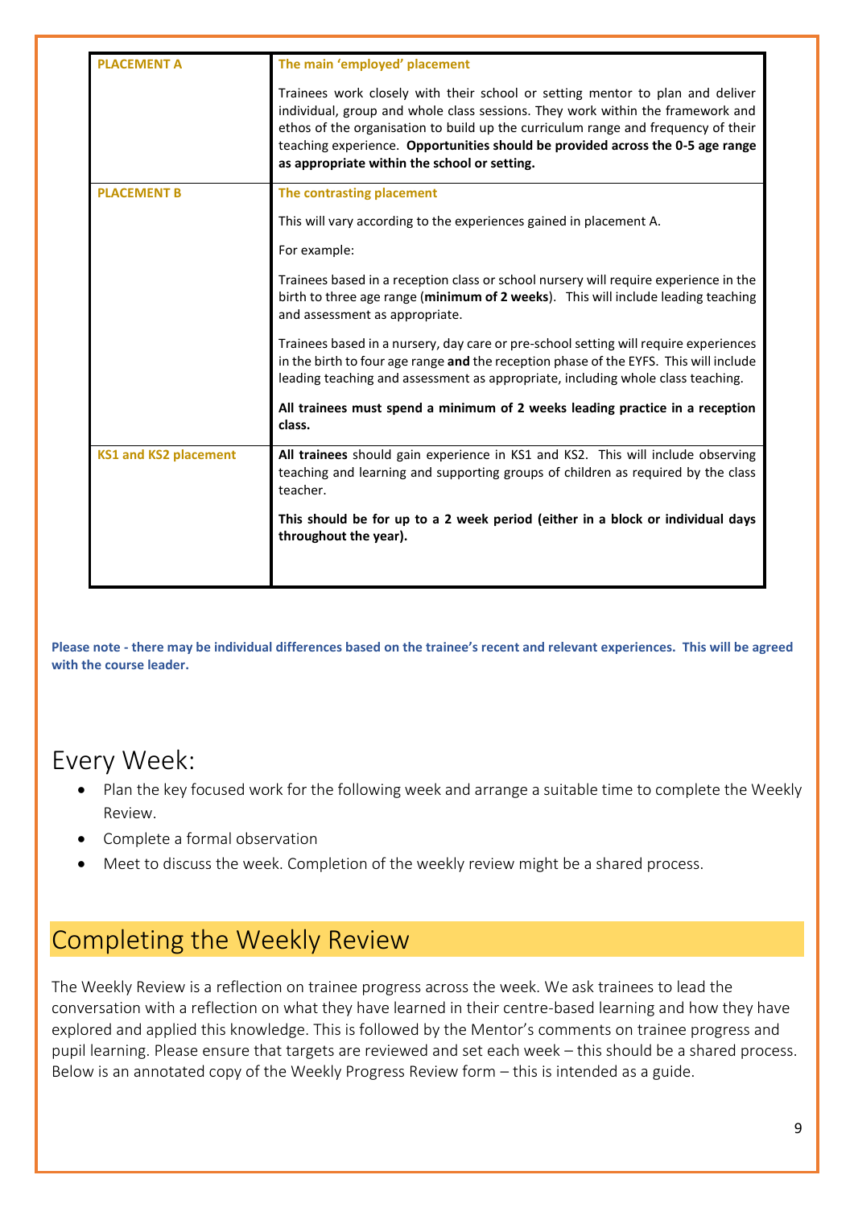| | |
|---|---|
| **PLACEMENT A** | **The main 'employed' placement**<br><br>Trainees work closely with their school or setting mentor to plan and deliver individual, group and whole class sessions. They work within the framework and ethos of the organisation to build up the curriculum range and frequency of their teaching experience. **Opportunities should be provided across the 0-5 age range as appropriate within the school or setting.** |
| **PLACEMENT B** | **The contrasting placement**<br><br>This will vary according to the experiences gained in placement A.<br><br>For example:<br><br>Trainees based in a reception class or school nursery will require experience in the birth to three age range (**minimum of 2 weeks**). This will include leading teaching and assessment as appropriate.<br><br>Trainees based in a nursery, day care or pre-school setting will require experiences in the birth to four age range **and** the reception phase of the EYFS. This will include leading teaching and assessment as appropriate, including whole class teaching.<br><br>**All trainees must spend a minimum of 2 weeks leading practice in a reception class.** |
| **KS1 and KS2 placement** | **All trainees** should gain experience in KS1 and KS2. This will include observing teaching and learning and supporting groups of children as required by the class teacher.<br><br>**This should be for up to a 2 week period (either in a block or individual days throughout the year).** |

**Please note - there may be individual differences based on the trainee's recent and relevant experiences. This will be agreed with the course leader.**

## Every Week:

- Plan the key focused work for the following week and arrange a suitable time to complete the Weekly Review.
- Complete a formal observation
- Meet to discuss the week. Completion of the weekly review might be a shared process.

## Completing the Weekly Review

The Weekly Review is a reflection on trainee progress across the week. We ask trainees to lead the conversation with a reflection on what they have learned in their centre-based learning and how they have explored and applied this knowledge. This is followed by the Mentor's comments on trainee progress and pupil learning. Please ensure that targets are reviewed and set each week – this should be a shared process. Below is an annotated copy of the Weekly Progress Review form – this is intended as a guide.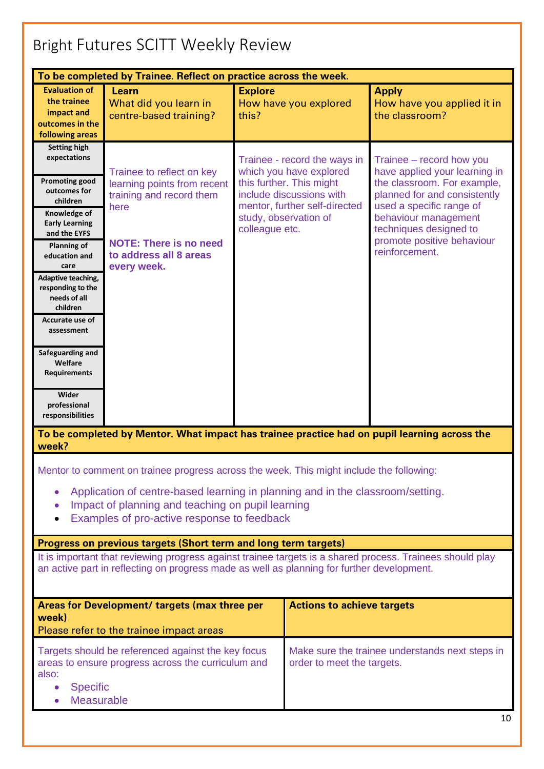# Bright Futures SCITT Weekly Review

| To be completed by Trainee. Reflect on practice across the week. | | | |
|---|---|---|---|
| **Evaluation of the trainee impact and outcomes in the following areas** | **Learn** What did you learn in centre-based training? | **Explore** How have you explored this? | **Apply** How have you applied it in the classroom? |
| **Setting high expectations**<br>**Promoting good outcomes for children**<br>**Knowledge of Early Learning and the EYFS**<br>**Planning of education and care**<br>**Adaptive teaching, responding to the needs of all children**<br>**Accurate use of assessment**<br>**Safeguarding and Welfare Requirements**<br>**Wider professional responsibilities** | Trainee to reflect on key learning points from recent training and record them here<br><br>**NOTE: There is no need to address all 8 areas every week.** | Trainee - record the ways in which you have explored this further. This might include discussions with mentor, further self-directed study, observation of colleague etc. | Trainee – record how you have applied your learning in the classroom. For example, planned for and consistently used a specific range of behaviour management techniques designed to promote positive behaviour reinforcement. |

**To be completed by Mentor. What impact has trainee practice had on pupil learning across the week?**

Mentor to comment on trainee progress across the week. This might include the following:

- Application of centre-based learning in planning and in the classroom/setting.
- Impact of planning and teaching on pupil learning
- Examples of pro-active response to feedback

**Progress on previous targets (Short term and long term targets)**

It is important that reviewing progress against trainee targets is a shared process. Trainees should play an active part in reflecting on progress made as well as planning for further development.

| **Areas for Development/ targets (max three per week)**<br>Please refer to the trainee impact areas | **Actions to achieve targets** |
|---|---|
| Targets should be referenced against the key focus areas to ensure progress across the curriculum and also:<br>• Specific<br>• Measurable | Make sure the trainee understands next steps in order to meet the targets. |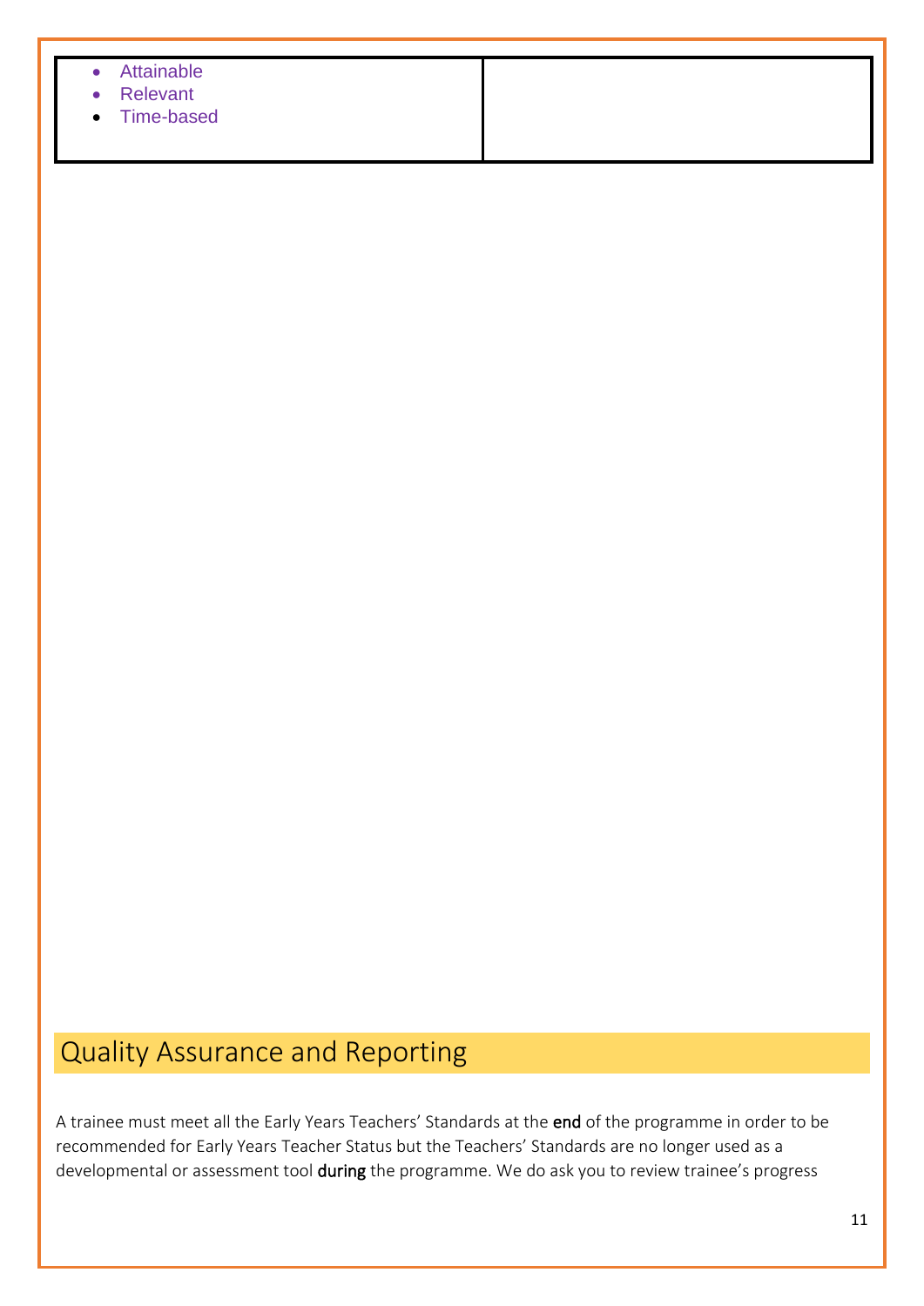| • Attainable<br>• Relevant<br>• Time-based | |
|---|---|

## Quality Assurance and Reporting

A trainee must meet all the Early Years Teachers' Standards at the **end** of the programme in order to be recommended for Early Years Teacher Status but the Teachers' Standards are no longer used as a developmental or assessment tool **during** the programme. We do ask you to review trainee's progress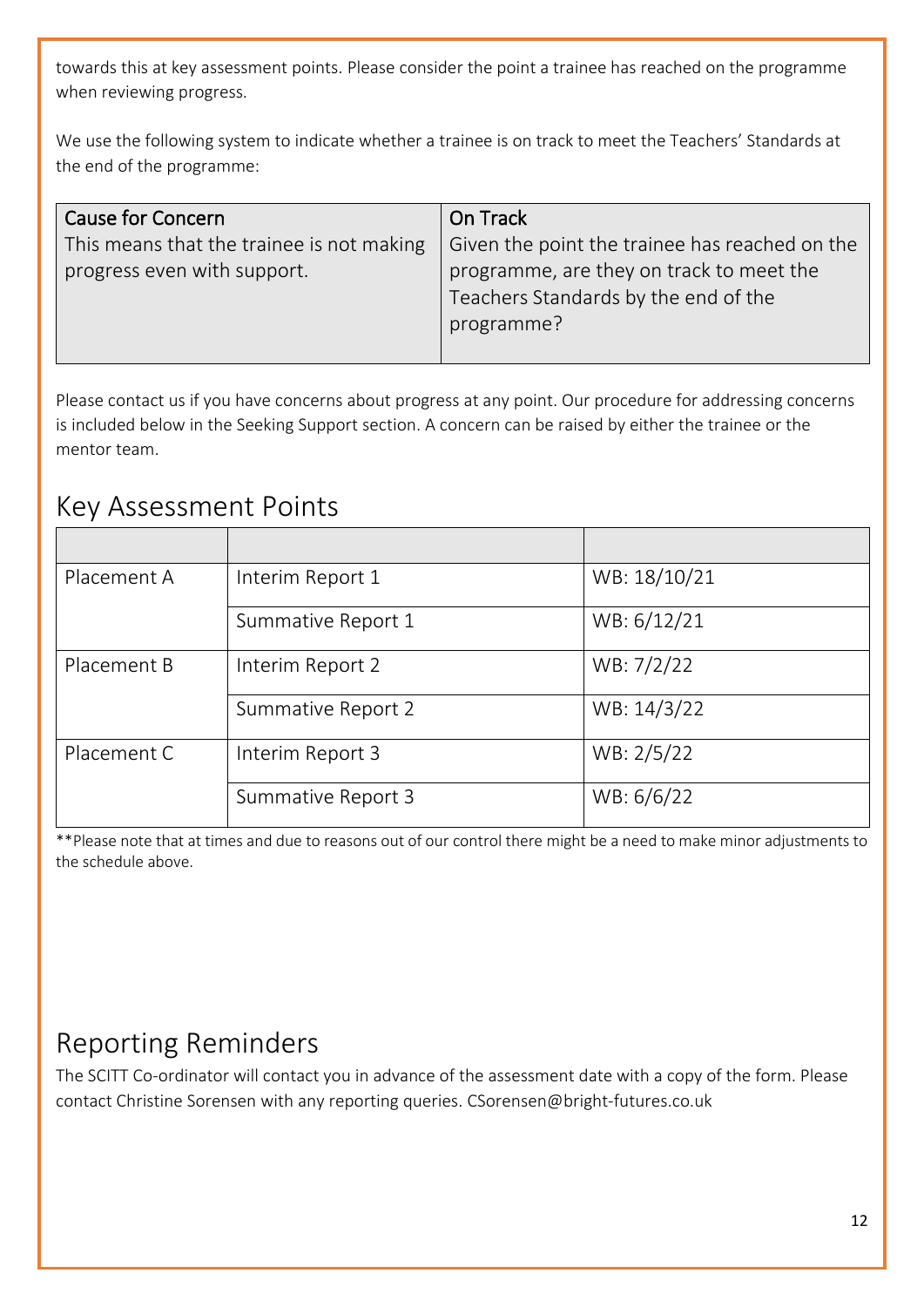towards this at key assessment points. Please consider the point a trainee has reached on the programme when reviewing progress.

We use the following system to indicate whether a trainee is on track to meet the Teachers' Standards at the end of the programme:

| Cause for Concern | On Track |
|---|---|
| This means that the trainee is not making progress even with support. | Given the point the trainee has reached on the programme, are they on track to meet the Teachers Standards by the end of the programme? |

Please contact us if you have concerns about progress at any point. Our procedure for addressing concerns is included below in the Seeking Support section. A concern can be raised by either the trainee or the mentor team.

## Key Assessment Points

| | | |
|---|---|---|
| Placement A | Interim Report 1 | WB: 18/10/21 |
| | Summative Report 1 | WB: 6/12/21 |
| Placement B | Interim Report 2 | WB: 7/2/22 |
| | Summative Report 2 | WB: 14/3/22 |
| Placement C | Interim Report 3 | WB: 2/5/22 |
| | Summative Report 3 | WB: 6/6/22 |

**Please note that at times and due to reasons out of our control there might be a need to make minor adjustments to the schedule above.

## Reporting Reminders

The SCITT Co-ordinator will contact you in advance of the assessment date with a copy of the form. Please contact Christine Sorensen with any reporting queries. CSorensen@bright-futures.co.uk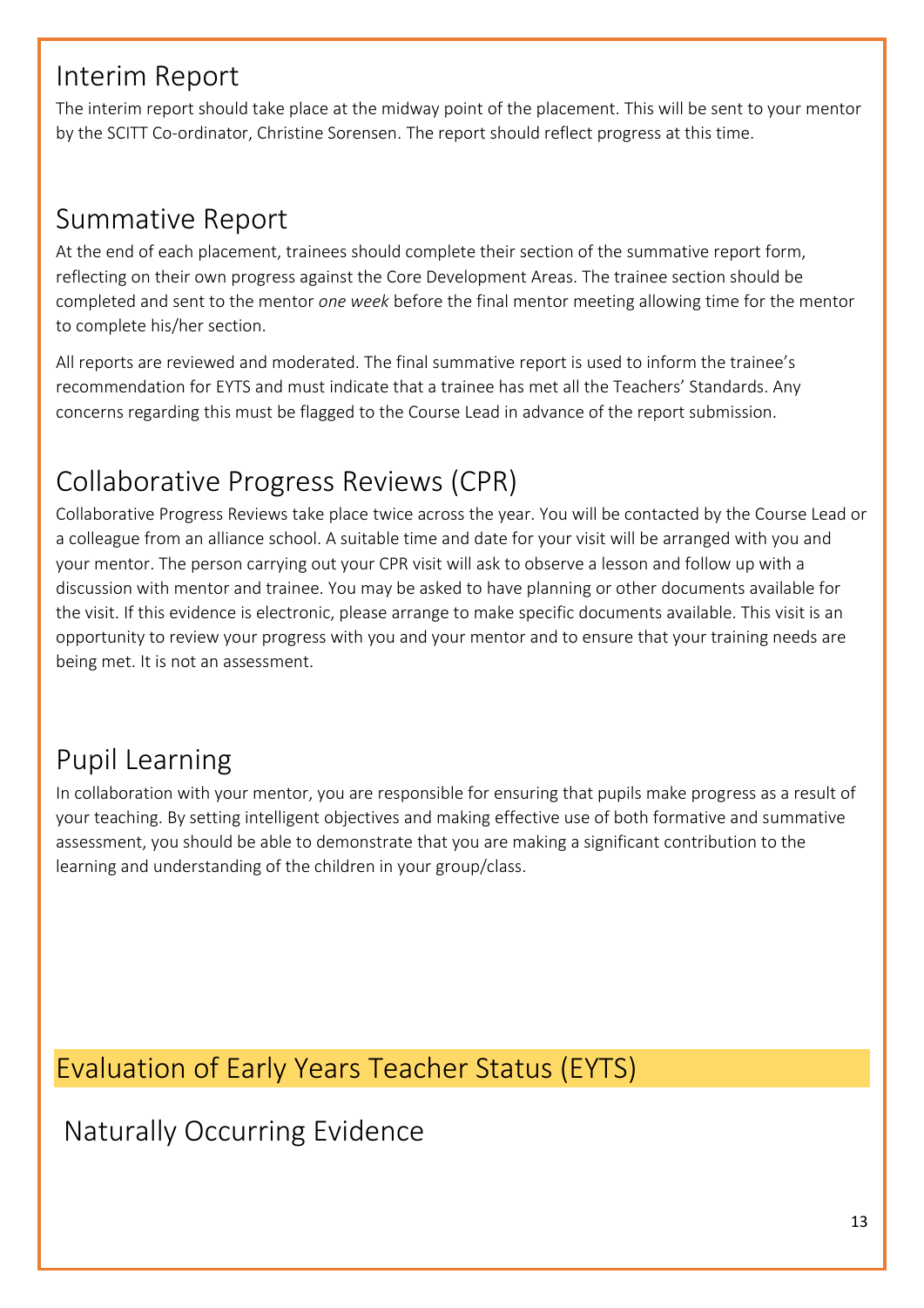## Interim Report

The interim report should take place at the midway point of the placement. This will be sent to your mentor by the SCITT Co-ordinator, Christine Sorensen. The report should reflect progress at this time.

## Summative Report

At the end of each placement, trainees should complete their section of the summative report form, reflecting on their own progress against the Core Development Areas. The trainee section should be completed and sent to the mentor *one week* before the final mentor meeting allowing time for the mentor to complete his/her section.

All reports are reviewed and moderated. The final summative report is used to inform the trainee's recommendation for EYTS and must indicate that a trainee has met all the Teachers' Standards. Any concerns regarding this must be flagged to the Course Lead in advance of the report submission.

## Collaborative Progress Reviews (CPR)

Collaborative Progress Reviews take place twice across the year. You will be contacted by the Course Lead or a colleague from an alliance school. A suitable time and date for your visit will be arranged with you and your mentor. The person carrying out your CPR visit will ask to observe a lesson and follow up with a discussion with mentor and trainee. You may be asked to have planning or other documents available for the visit. If this evidence is electronic, please arrange to make specific documents available. This visit is an opportunity to review your progress with you and your mentor and to ensure that your training needs are being met. It is not an assessment.

## Pupil Learning

In collaboration with your mentor, you are responsible for ensuring that pupils make progress as a result of your teaching. By setting intelligent objectives and making effective use of both formative and summative assessment, you should be able to demonstrate that you are making a significant contribution to the learning and understanding of the children in your group/class.

# Evaluation of Early Years Teacher Status (EYTS)

## Naturally Occurring Evidence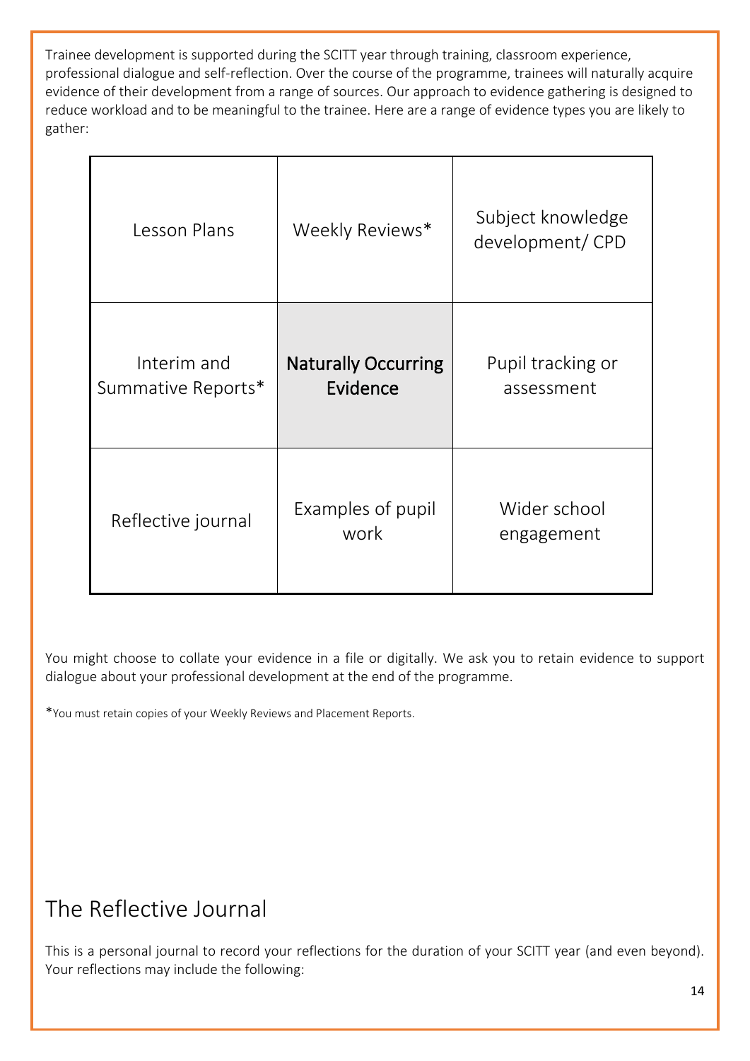Trainee development is supported during the SCITT year through training, classroom experience, professional dialogue and self-reflection. Over the course of the programme, trainees will naturally acquire evidence of their development from a range of sources. Our approach to evidence gathering is designed to reduce workload and to be meaningful to the trainee. Here are a range of evidence types you are likely to gather:

| | | |
|---|---|---|
| Lesson Plans | Weekly Reviews* | Subject knowledge development/ CPD |
| Interim and Summative Reports* | **Naturally Occurring Evidence** | Pupil tracking or assessment |
| Reflective journal | Examples of pupil work | Wider school engagement |

You might choose to collate your evidence in a file or digitally. We ask you to retain evidence to support dialogue about your professional development at the end of the programme.

*You must retain copies of your Weekly Reviews and Placement Reports.

# The Reflective Journal

This is a personal journal to record your reflections for the duration of your SCITT year (and even beyond). Your reflections may include the following: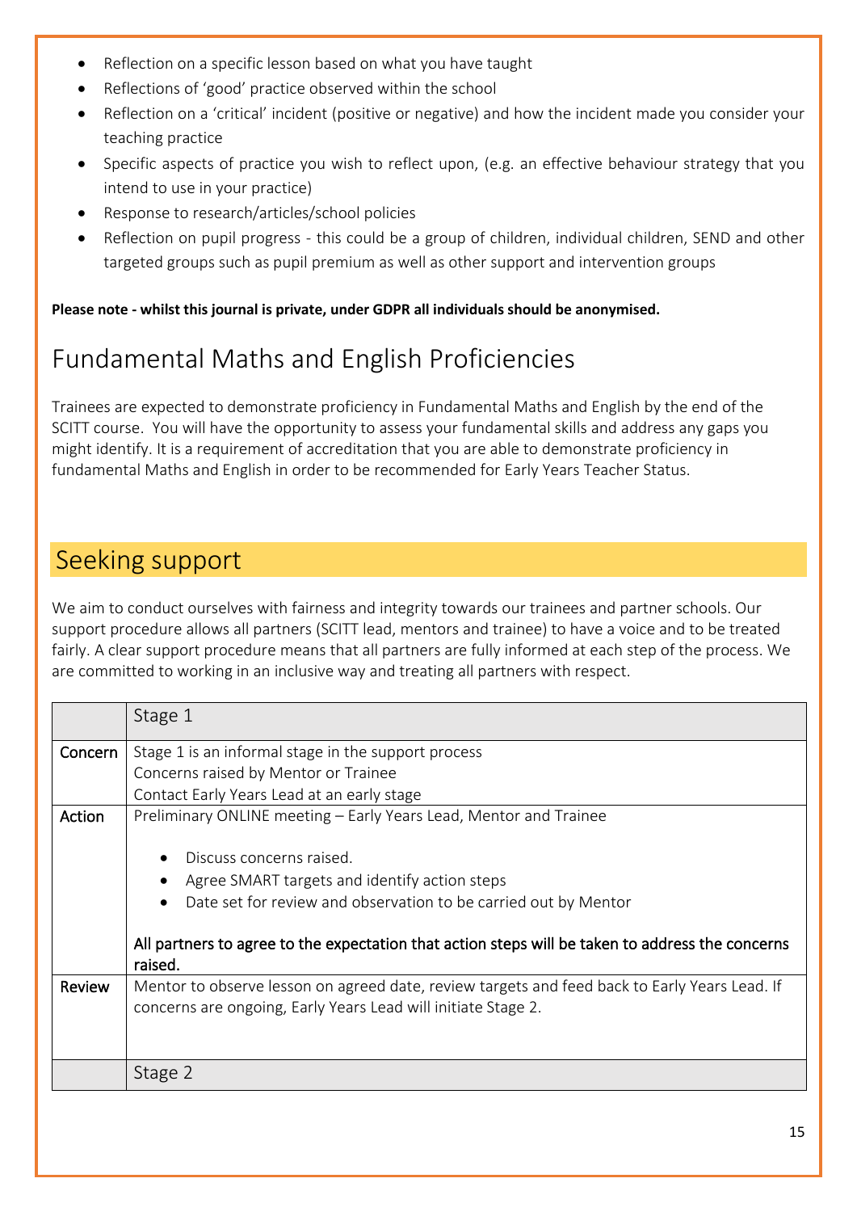- Reflection on a specific lesson based on what you have taught
- Reflections of 'good' practice observed within the school
- Reflection on a 'critical' incident (positive or negative) and how the incident made you consider your teaching practice
- Specific aspects of practice you wish to reflect upon, (e.g. an effective behaviour strategy that you intend to use in your practice)
- Response to research/articles/school policies
- Reflection on pupil progress - this could be a group of children, individual children, SEND and other targeted groups such as pupil premium as well as other support and intervention groups

**Please note - whilst this journal is private, under GDPR all individuals should be anonymised.**

# Fundamental Maths and English Proficiencies

Trainees are expected to demonstrate proficiency in Fundamental Maths and English by the end of the SCITT course. You will have the opportunity to assess your fundamental skills and address any gaps you might identify. It is a requirement of accreditation that you are able to demonstrate proficiency in fundamental Maths and English in order to be recommended for Early Years Teacher Status.

# Seeking support

We aim to conduct ourselves with fairness and integrity towards our trainees and partner schools. Our support procedure allows all partners (SCITT lead, mentors and trainee) to have a voice and to be treated fairly. A clear support procedure means that all partners are fully informed at each step of the process. We are committed to working in an inclusive way and treating all partners with respect.

| | Stage 1 |
|---|---|
| **Concern** | Stage 1 is an informal stage in the support process<br>Concerns raised by Mentor or Trainee<br>Contact Early Years Lead at an early stage |
| **Action** | Preliminary ONLINE meeting – Early Years Lead, Mentor and Trainee<br>• Discuss concerns raised.<br>• Agree SMART targets and identify action steps<br>• Date set for review and observation to be carried out by Mentor<br>**All partners to agree to the expectation that action steps will be taken to address the concerns raised.** |
| **Review** | Mentor to observe lesson on agreed date, review targets and feed back to Early Years Lead. If concerns are ongoing, Early Years Lead will initiate Stage 2. |
| | Stage 2 |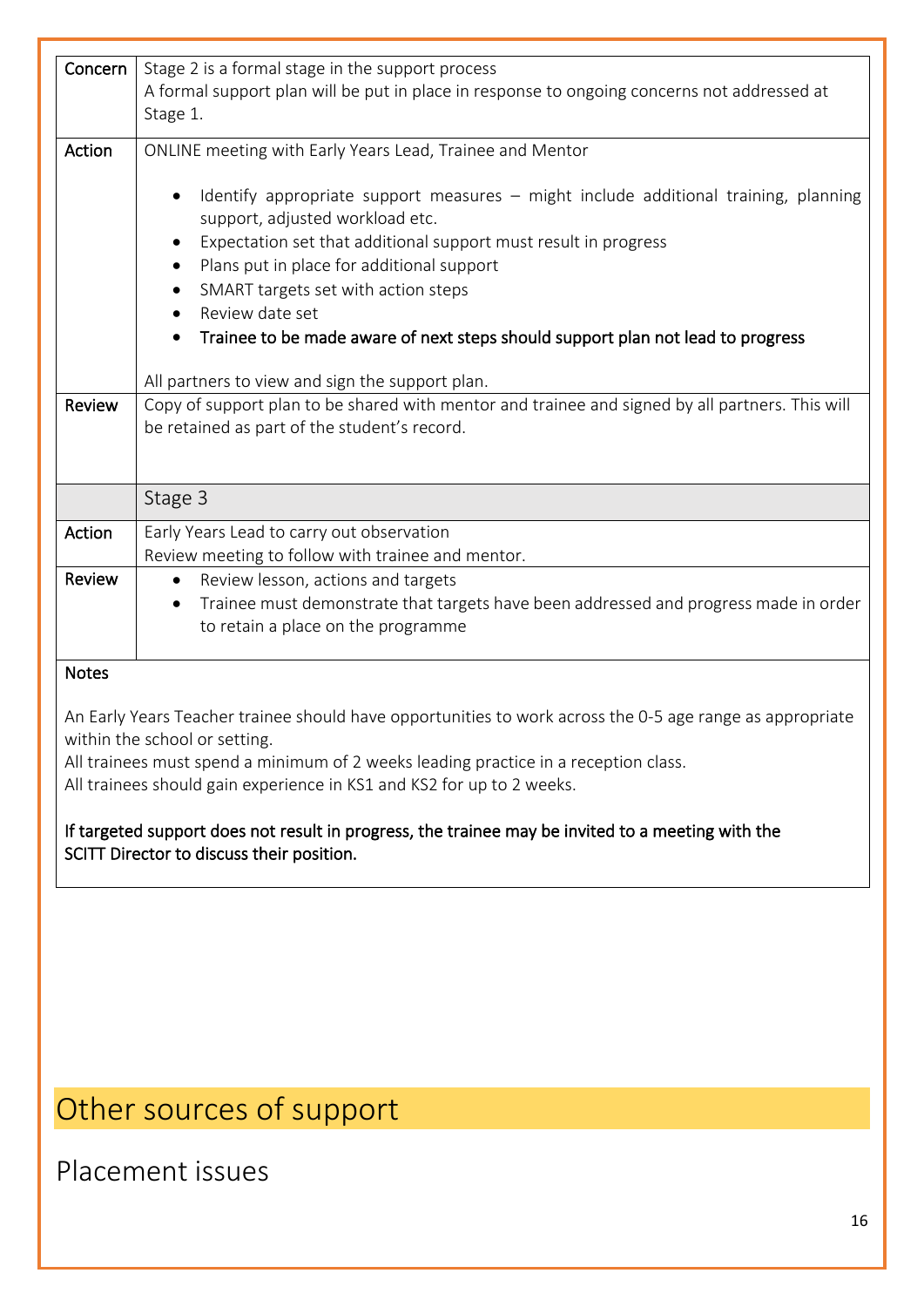| | |
|---|---|
| **Concern** | Stage 2 is a formal stage in the support process<br>A formal support plan will be put in place in response to ongoing concerns not addressed at Stage 1. |
| **Action** | ONLINE meeting with Early Years Lead, Trainee and Mentor<br><br>• Identify appropriate support measures – might include additional training, planning support, adjusted workload etc.<br>• Expectation set that additional support must result in progress<br>• Plans put in place for additional support<br>• SMART targets set with action steps<br>• Review date set<br>• **Trainee to be made aware of next steps should support plan not lead to progress**<br><br>All partners to view and sign the support plan. |
| **Review** | Copy of support plan to be shared with mentor and trainee and signed by all partners. This will be retained as part of the student's record. |
| | Stage 3 |
| **Action** | Early Years Lead to carry out observation<br>Review meeting to follow with trainee and mentor. |
| **Review** | • Review lesson, actions and targets<br>• Trainee must demonstrate that targets have been addressed and progress made in order to retain a place on the programme |

**Notes**

An Early Years Teacher trainee should have opportunities to work across the 0-5 age range as appropriate within the school or setting.
All trainees must spend a minimum of 2 weeks leading practice in a reception class.
All trainees should gain experience in KS1 and KS2 for up to 2 weeks.

**If targeted support does not result in progress, the trainee may be invited to a meeting with the SCITT Director to discuss their position.**

# Other sources of support

## Placement issues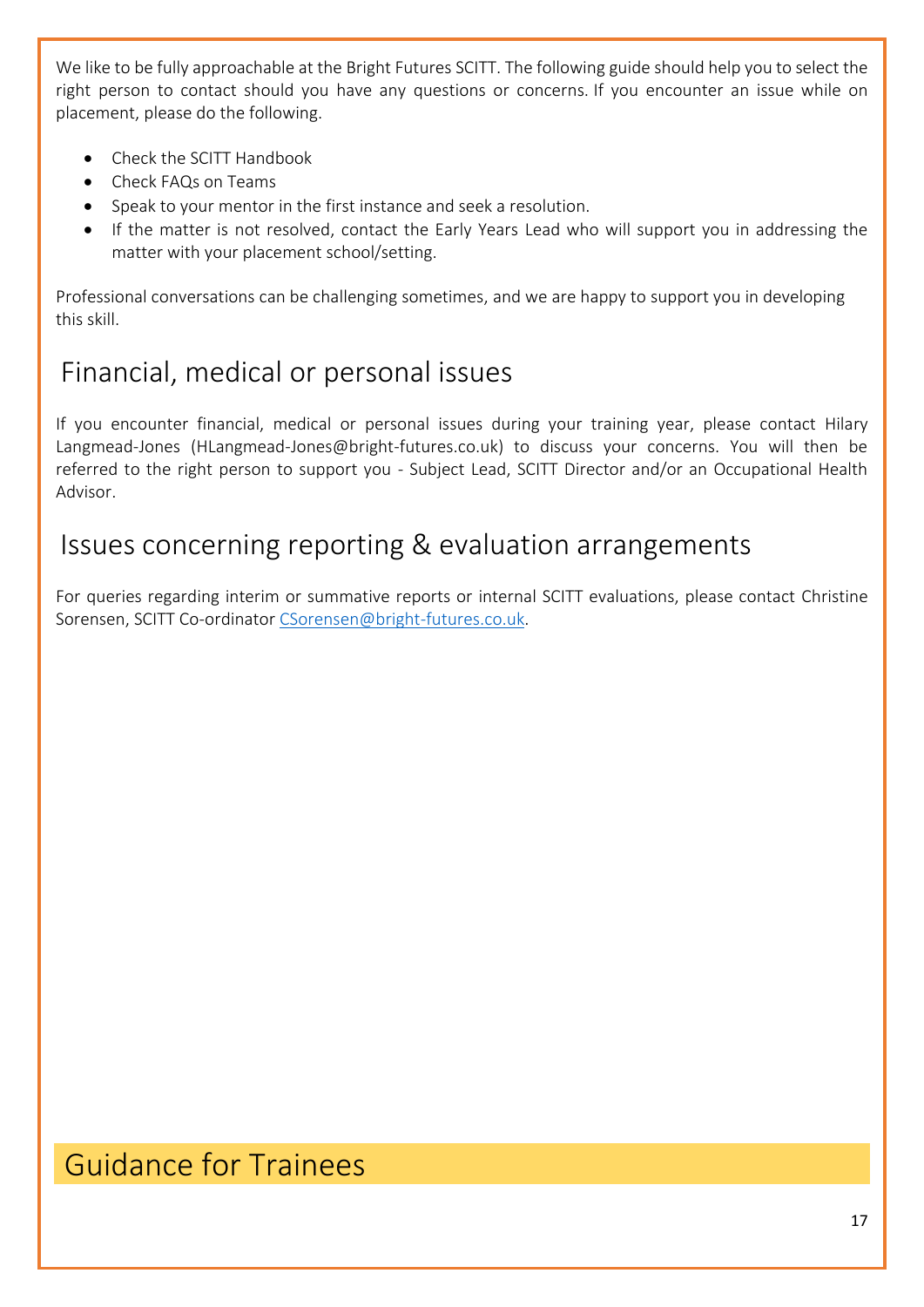We like to be fully approachable at the Bright Futures SCITT. The following guide should help you to select the right person to contact should you have any questions or concerns. If you encounter an issue while on placement, please do the following.

- Check the SCITT Handbook
- Check FAQs on Teams
- Speak to your mentor in the first instance and seek a resolution.
- If the matter is not resolved, contact the Early Years Lead who will support you in addressing the matter with your placement school/setting.

Professional conversations can be challenging sometimes, and we are happy to support you in developing this skill.

## Financial, medical or personal issues

If you encounter financial, medical or personal issues during your training year, please contact Hilary Langmead-Jones (HLangmead-Jones@bright-futures.co.uk) to discuss your concerns. You will then be referred to the right person to support you - Subject Lead, SCITT Director and/or an Occupational Health Advisor.

## Issues concerning reporting & evaluation arrangements

For queries regarding interim or summative reports or internal SCITT evaluations, please contact Christine Sorensen, SCITT Co-ordinator CSorensen@bright-futures.co.uk.

# Guidance for Trainees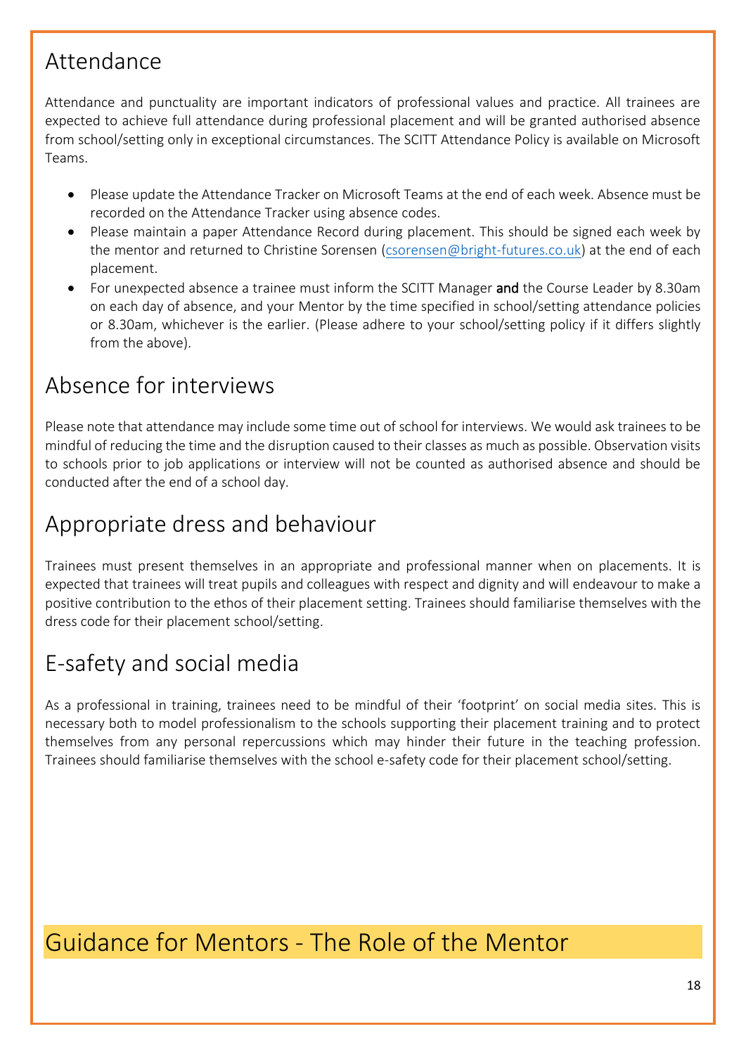## Attendance

Attendance and punctuality are important indicators of professional values and practice. All trainees are expected to achieve full attendance during professional placement and will be granted authorised absence from school/setting only in exceptional circumstances. The SCITT Attendance Policy is available on Microsoft Teams.

- Please update the Attendance Tracker on Microsoft Teams at the end of each week. Absence must be recorded on the Attendance Tracker using absence codes.
- Please maintain a paper Attendance Record during placement. This should be signed each week by the mentor and returned to Christine Sorensen (csorensen@bright-futures.co.uk) at the end of each placement.
- For unexpected absence a trainee must inform the SCITT Manager **and** the Course Leader by 8.30am on each day of absence, and your Mentor by the time specified in school/setting attendance policies or 8.30am, whichever is the earlier. (Please adhere to your school/setting policy if it differs slightly from the above).

## Absence for interviews

Please note that attendance may include some time out of school for interviews. We would ask trainees to be mindful of reducing the time and the disruption caused to their classes as much as possible. Observation visits to schools prior to job applications or interview will not be counted as authorised absence and should be conducted after the end of a school day.

## Appropriate dress and behaviour

Trainees must present themselves in an appropriate and professional manner when on placements. It is expected that trainees will treat pupils and colleagues with respect and dignity and will endeavour to make a positive contribution to the ethos of their placement setting. Trainees should familiarise themselves with the dress code for their placement school/setting.

## E-safety and social media

As a professional in training, trainees need to be mindful of their 'footprint' on social media sites. This is necessary both to model professionalism to the schools supporting their placement training and to protect themselves from any personal repercussions which may hinder their future in the teaching profession. Trainees should familiarise themselves with the school e-safety code for their placement school/setting.

# Guidance for Mentors - The Role of the Mentor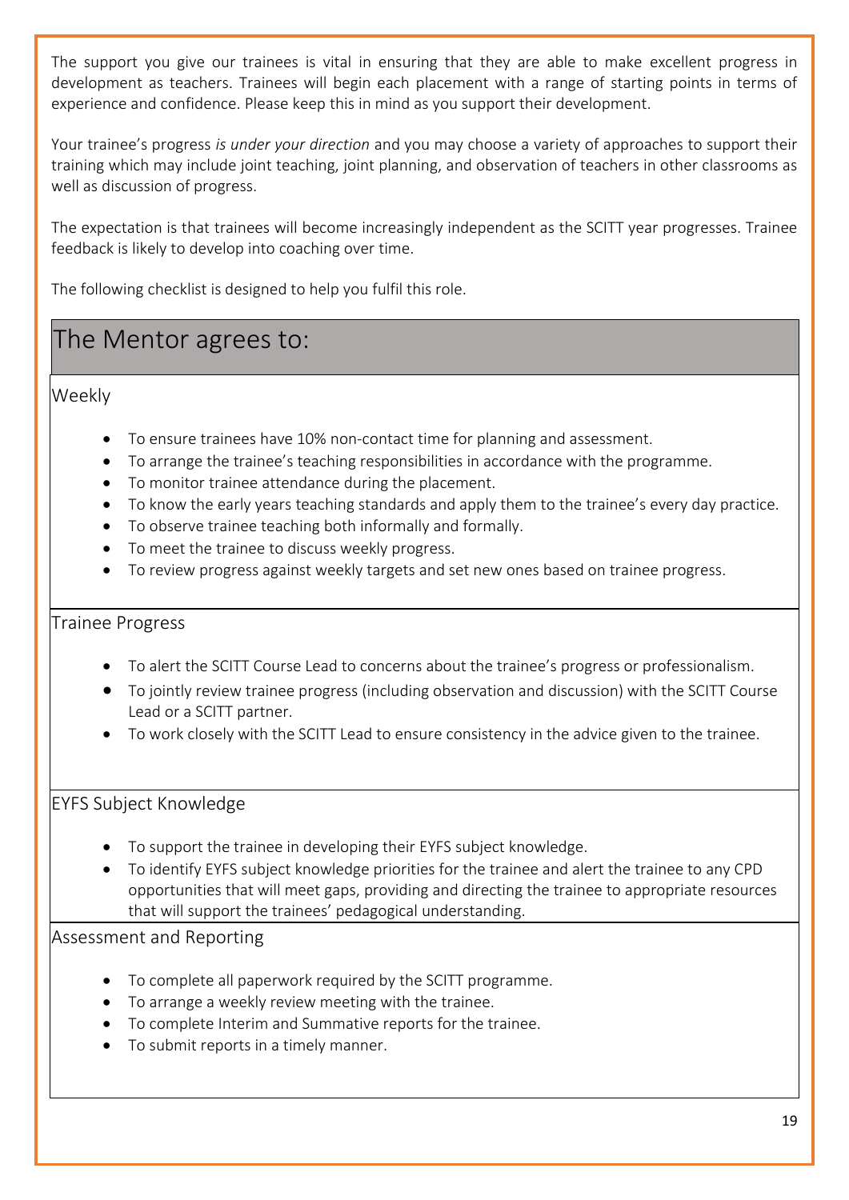The support you give our trainees is vital in ensuring that they are able to make excellent progress in development as teachers. Trainees will begin each placement with a range of starting points in terms of experience and confidence. Please keep this in mind as you support their development.

Your trainee's progress *is under your direction* and you may choose a variety of approaches to support their training which may include joint teaching, joint planning, and observation of teachers in other classrooms as well as discussion of progress.

The expectation is that trainees will become increasingly independent as the SCITT year progresses. Trainee feedback is likely to develop into coaching over time.

The following checklist is designed to help you fulfil this role.

# The Mentor agrees to:

## Weekly

- To ensure trainees have 10% non-contact time for planning and assessment.
- To arrange the trainee's teaching responsibilities in accordance with the programme.
- To monitor trainee attendance during the placement.
- To know the early years teaching standards and apply them to the trainee's every day practice.
- To observe trainee teaching both informally and formally.
- To meet the trainee to discuss weekly progress.
- To review progress against weekly targets and set new ones based on trainee progress.

## Trainee Progress

- To alert the SCITT Course Lead to concerns about the trainee's progress or professionalism.
- To jointly review trainee progress (including observation and discussion) with the SCITT Course Lead or a SCITT partner.
- To work closely with the SCITT Lead to ensure consistency in the advice given to the trainee.

## EYFS Subject Knowledge

- To support the trainee in developing their EYFS subject knowledge.
- To identify EYFS subject knowledge priorities for the trainee and alert the trainee to any CPD opportunities that will meet gaps, providing and directing the trainee to appropriate resources that will support the trainees' pedagogical understanding.

## Assessment and Reporting

- To complete all paperwork required by the SCITT programme.
- To arrange a weekly review meeting with the trainee.
- To complete Interim and Summative reports for the trainee.
- To submit reports in a timely manner.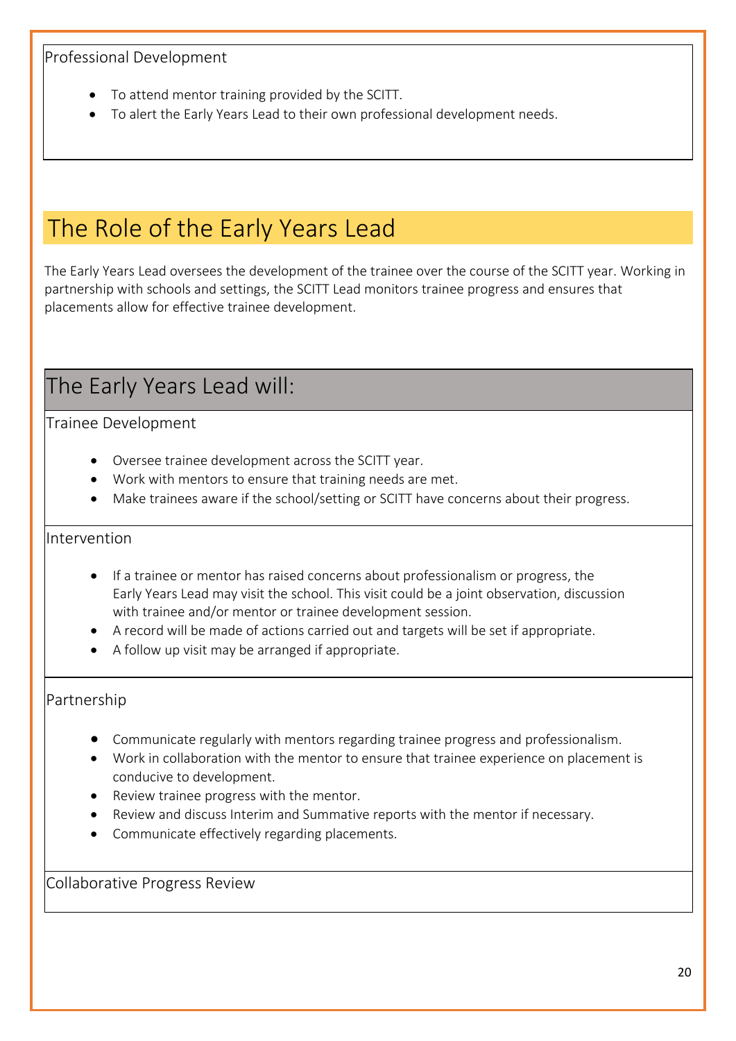Professional Development

- To attend mentor training provided by the SCITT.
- To alert the Early Years Lead to their own professional development needs.

## The Role of the Early Years Lead

The Early Years Lead oversees the development of the trainee over the course of the SCITT year. Working in partnership with schools and settings, the SCITT Lead monitors trainee progress and ensures that placements allow for effective trainee development.

### The Early Years Lead will:

Trainee Development

- Oversee trainee development across the SCITT year.
- Work with mentors to ensure that training needs are met.
- Make trainees aware if the school/setting or SCITT have concerns about their progress.

Intervention

- If a trainee or mentor has raised concerns about professionalism or progress, the Early Years Lead may visit the school. This visit could be a joint observation, discussion with trainee and/or mentor or trainee development session.
- A record will be made of actions carried out and targets will be set if appropriate.
- A follow up visit may be arranged if appropriate.

Partnership

- Communicate regularly with mentors regarding trainee progress and professionalism.
- Work in collaboration with the mentor to ensure that trainee experience on placement is conducive to development.
- Review trainee progress with the mentor.
- Review and discuss Interim and Summative reports with the mentor if necessary.
- Communicate effectively regarding placements.

Collaborative Progress Review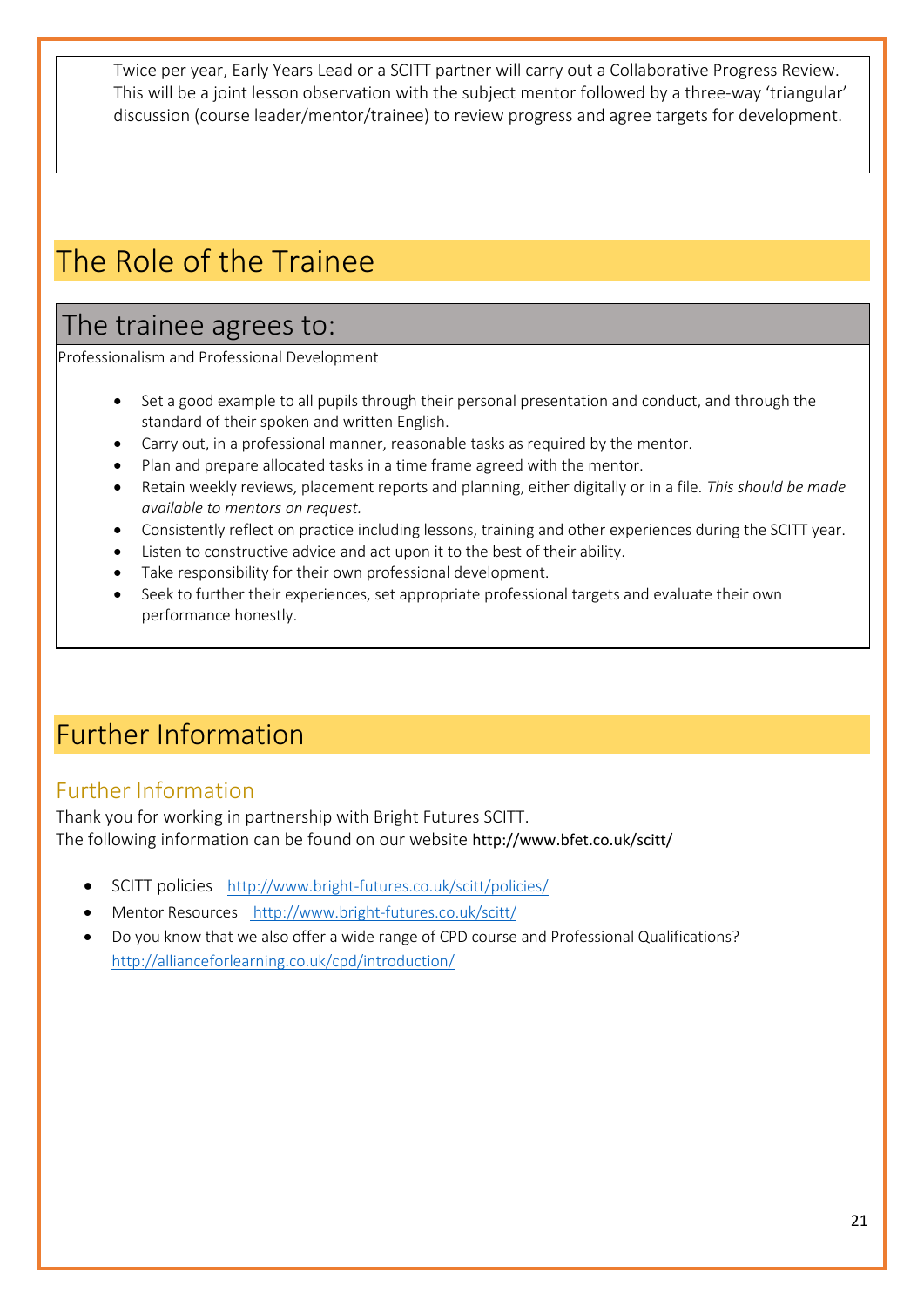Twice per year, Early Years Lead or a SCITT partner will carry out a Collaborative Progress Review. This will be a joint lesson observation with the subject mentor followed by a three-way 'triangular' discussion (course leader/mentor/trainee) to review progress and agree targets for development.

# The Role of the Trainee

## The trainee agrees to:

Professionalism and Professional Development

- Set a good example to all pupils through their personal presentation and conduct, and through the standard of their spoken and written English.
- Carry out, in a professional manner, reasonable tasks as required by the mentor.
- Plan and prepare allocated tasks in a time frame agreed with the mentor.
- Retain weekly reviews, placement reports and planning, either digitally or in a file. *This should be made available to mentors on request.*
- Consistently reflect on practice including lessons, training and other experiences during the SCITT year.
- Listen to constructive advice and act upon it to the best of their ability.
- Take responsibility for their own professional development.
- Seek to further their experiences, set appropriate professional targets and evaluate their own performance honestly.

# Further Information

## Further Information

Thank you for working in partnership with Bright Futures SCITT.
The following information can be found on our website http://www.bfet.co.uk/scitt/

- SCITT policies http://www.bright-futures.co.uk/scitt/policies/
- Mentor Resources http://www.bright-futures.co.uk/scitt/
- Do you know that we also offer a wide range of CPD course and Professional Qualifications? http://allianceforlearning.co.uk/cpd/introduction/